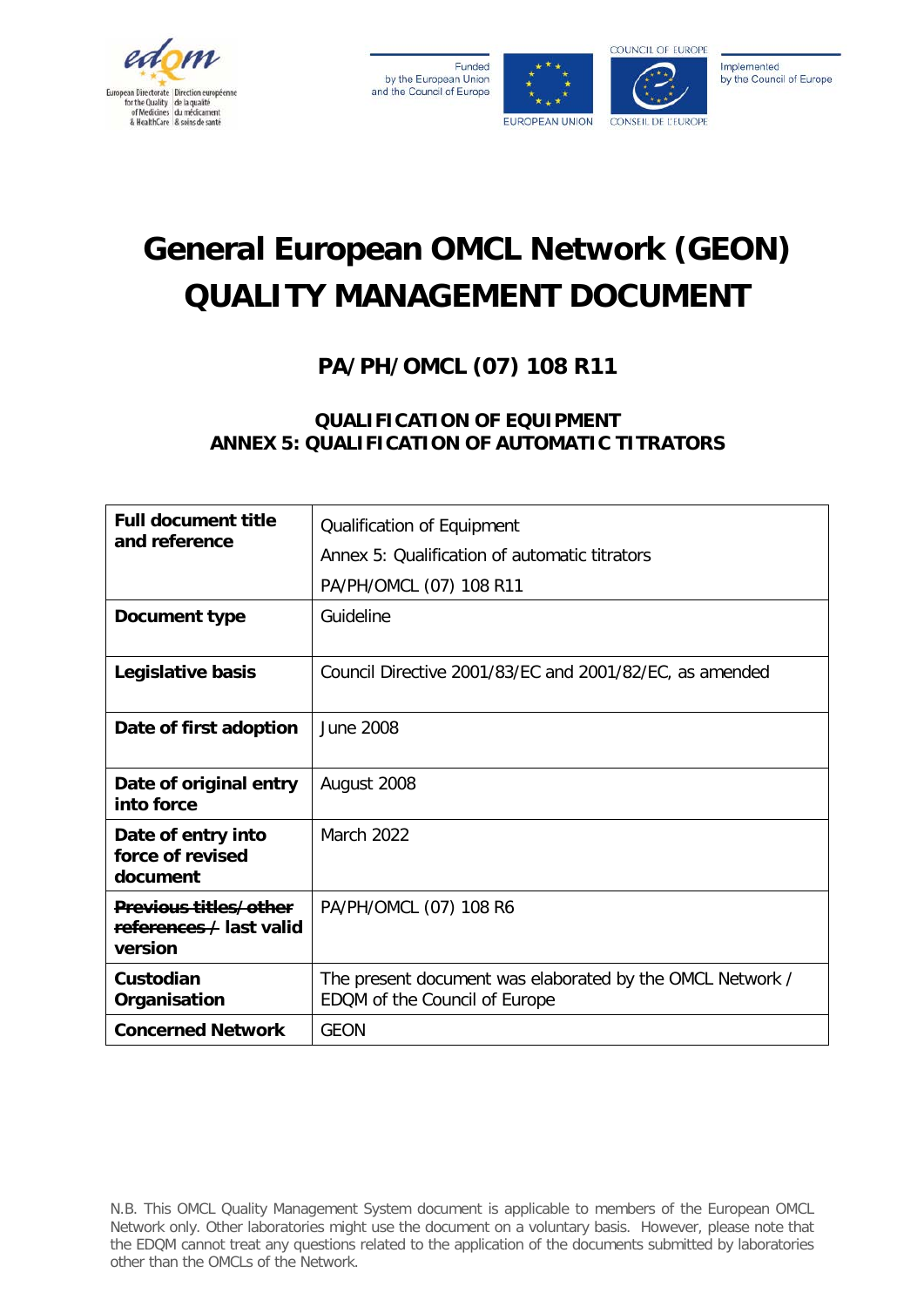European Directorate for the Quality of Medicines & HealthCare | Direction européenne de la qualité du médicament & soins de santé

Funded by the European Union and the Council of Europe

EUROPEAN UNION

COUNCIL OF EUROPE — CONSEIL DE L'EUROPE

Implemented by the Council of Europe

# General European OMCL Network (GEON) QUALITY MANAGEMENT DOCUMENT

## PA/PH/OMCL (07) 108 R11

### QUALIFICATION OF EQUIPMENT
### ANNEX 5: QUALIFICATION OF AUTOMATIC TITRATORS

| | |
|---|---|
| **Full document title and reference** | Qualification of Equipment<br>Annex 5: Qualification of automatic titrators<br>PA/PH/OMCL (07) 108 R11 |
| **Document type** | Guideline |
| **Legislative basis** | Council Directive 2001/83/EC and 2001/82/EC, as amended |
| **Date of first adoption** | June 2008 |
| **Date of original entry into force** | August 2008 |
| **Date of entry into force of revised document** | March 2022 |
| **~~Previous titles/other references /~~ last valid version** | PA/PH/OMCL (07) 108 R6 |
| **Custodian Organisation** | The present document was elaborated by the OMCL Network / EDQM of the Council of Europe |
| **Concerned Network** | GEON |

N.B. This OMCL Quality Management System document is applicable to members of the European OMCL Network only. Other laboratories might use the document on a voluntary basis. However, please note that the EDQM cannot treat any questions related to the application of the documents submitted by laboratories other than the OMCLs of the Network.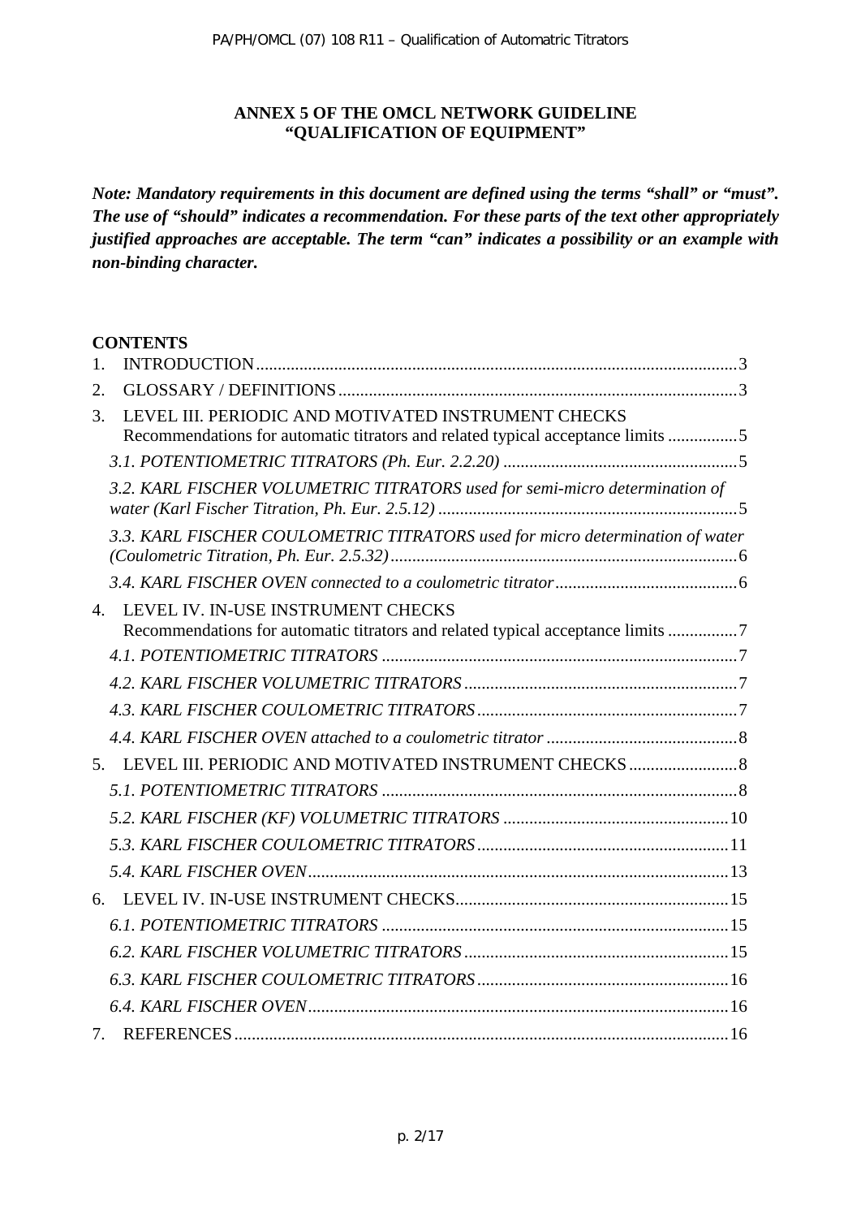**ANNEX 5 OF THE OMCL NETWORK GUIDELINE**
**"QUALIFICATION OF EQUIPMENT"**

***Note: Mandatory requirements in this document are defined using the terms "shall" or "must". The use of "should" indicates a recommendation. For these parts of the text other appropriately justified approaches are acceptable. The term "can" indicates a possibility or an example with non-binding character.***

**CONTENTS**

1. INTRODUCTION .......... 3
2. GLOSSARY / DEFINITIONS .......... 3
3. LEVEL III. PERIODIC AND MOTIVATED INSTRUMENT CHECKS Recommendations for automatic titrators and related typical acceptance limits .......... 5
   - *3.1. POTENTIOMETRIC TITRATORS (Ph. Eur. 2.2.20)* .......... 5
   - *3.2. KARL FISCHER VOLUMETRIC TITRATORS used for semi-micro determination of water (Karl Fischer Titration, Ph. Eur. 2.5.12)* .......... 5
   - *3.3. KARL FISCHER COULOMETRIC TITRATORS used for micro determination of water (Coulometric Titration, Ph. Eur. 2.5.32)* .......... 6
   - *3.4. KARL FISCHER OVEN connected to a coulometric titrator* .......... 6
4. LEVEL IV. IN-USE INSTRUMENT CHECKS Recommendations for automatic titrators and related typical acceptance limits .......... 7
   - *4.1. POTENTIOMETRIC TITRATORS* .......... 7
   - *4.2. KARL FISCHER VOLUMETRIC TITRATORS* .......... 7
   - *4.3. KARL FISCHER COULOMETRIC TITRATORS* .......... 7
   - *4.4. KARL FISCHER OVEN attached to a coulometric titrator* .......... 8
5. LEVEL III. PERIODIC AND MOTIVATED INSTRUMENT CHECKS .......... 8
   - *5.1. POTENTIOMETRIC TITRATORS* .......... 8
   - *5.2. KARL FISCHER (KF) VOLUMETRIC TITRATORS* .......... 10
   - *5.3. KARL FISCHER COULOMETRIC TITRATORS* .......... 11
   - *5.4. KARL FISCHER OVEN* .......... 13
6. LEVEL IV. IN-USE INSTRUMENT CHECKS .......... 15
   - *6.1. POTENTIOMETRIC TITRATORS* .......... 15
   - *6.2. KARL FISCHER VOLUMETRIC TITRATORS* .......... 15
   - *6.3. KARL FISCHER COULOMETRIC TITRATORS* .......... 16
   - *6.4. KARL FISCHER OVEN* .......... 16
7. REFERENCES .......... 16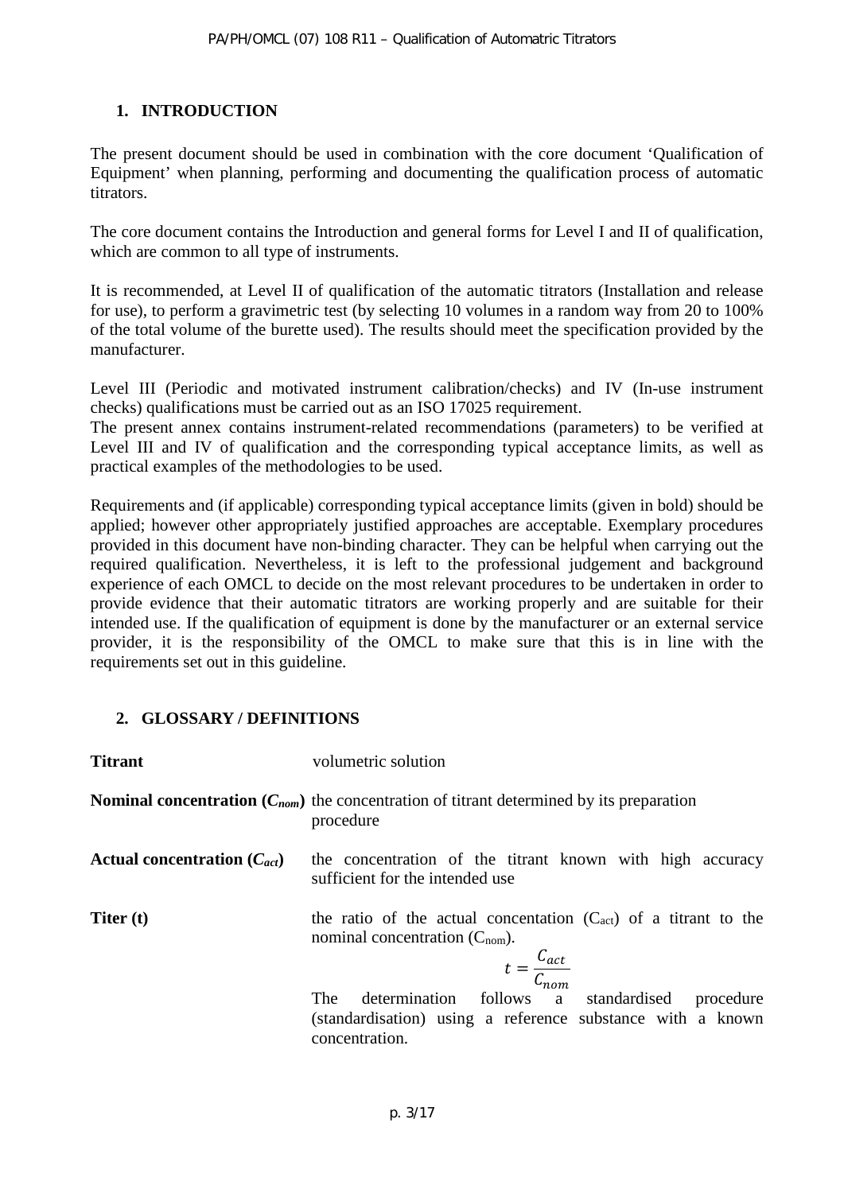## 1. INTRODUCTION

The present document should be used in combination with the core document 'Qualification of Equipment' when planning, performing and documenting the qualification process of automatic titrators.

The core document contains the Introduction and general forms for Level I and II of qualification, which are common to all type of instruments.

It is recommended, at Level II of qualification of the automatic titrators (Installation and release for use), to perform a gravimetric test (by selecting 10 volumes in a random way from 20 to 100% of the total volume of the burette used). The results should meet the specification provided by the manufacturer.

Level III (Periodic and motivated instrument calibration/checks) and IV (In-use instrument checks) qualifications must be carried out as an ISO 17025 requirement.
The present annex contains instrument-related recommendations (parameters) to be verified at Level III and IV of qualification and the corresponding typical acceptance limits, as well as practical examples of the methodologies to be used.

Requirements and (if applicable) corresponding typical acceptance limits (given in bold) should be applied; however other appropriately justified approaches are acceptable. Exemplary procedures provided in this document have non-binding character. They can be helpful when carrying out the required qualification. Nevertheless, it is left to the professional judgement and background experience of each OMCL to decide on the most relevant procedures to be undertaken in order to provide evidence that their automatic titrators are working properly and are suitable for their intended use. If the qualification of equipment is done by the manufacturer or an external service provider, it is the responsibility of the OMCL to make sure that this is in line with the requirements set out in this guideline.

## 2. GLOSSARY / DEFINITIONS

**Titrant** volumetric solution

**Nominal concentration ($C_{nom}$)** the concentration of titrant determined by its preparation procedure

**Actual concentration ($C_{act}$)** the concentration of the titrant known with high accuracy sufficient for the intended use

**Titer (t)** the ratio of the actual concentation ($C_{act}$) of a titrant to the nominal concentration ($C_{nom}$).

$$t = \frac{C_{act}}{C_{nom}}$$

The determination follows a standardised procedure (standardisation) using a reference substance with a known concentration.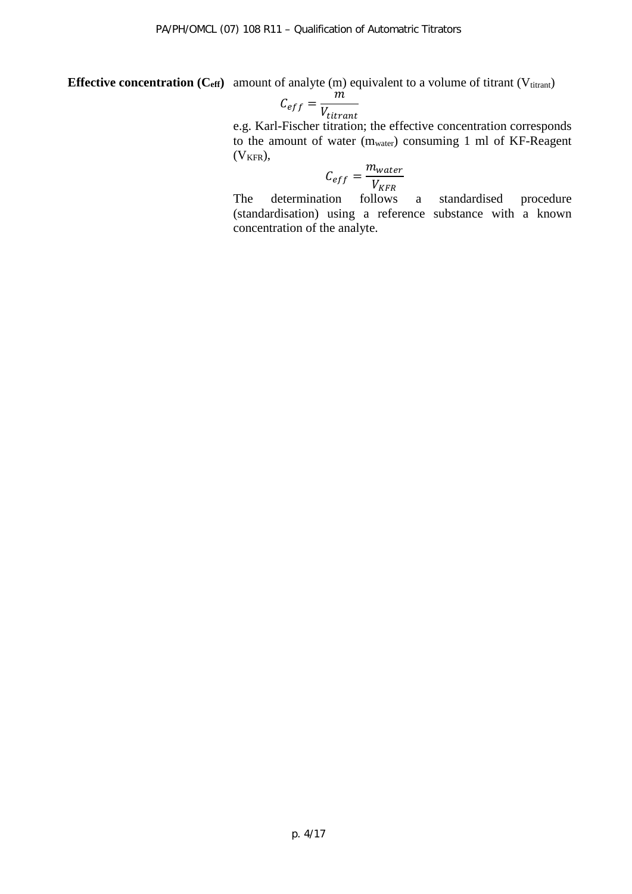**Effective concentration ($C_{eff}$)** amount of analyte (m) equivalent to a volume of titrant ($V_{titrant}$)

$$C_{eff} = \frac{m}{V_{titrant}}$$

e.g. Karl-Fischer titration; the effective concentration corresponds to the amount of water ($m_{water}$) consuming 1 ml of KF-Reagent ($V_{KFR}$),

$$C_{eff} = \frac{m_{water}}{V_{KFR}}$$

The determination follows a standardised procedure (standardisation) using a reference substance with a known concentration of the analyte.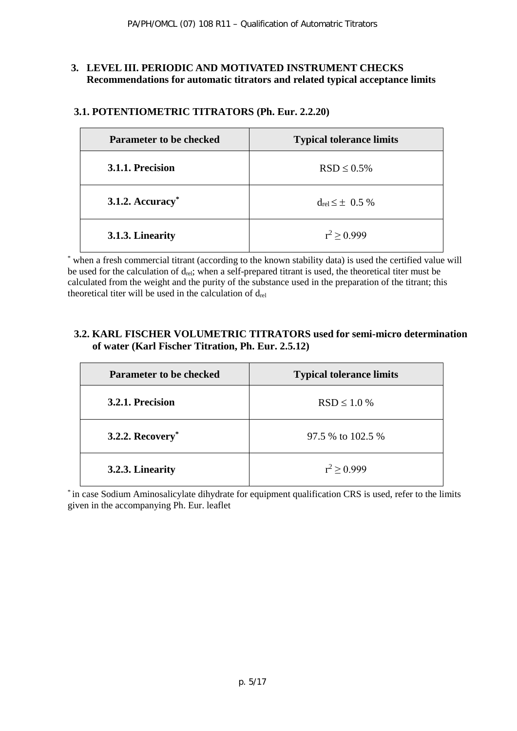## 3. LEVEL III. PERIODIC AND MOTIVATED INSTRUMENT CHECKS Recommendations for automatic titrators and related typical acceptance limits

### 3.1. POTENTIOMETRIC TITRATORS (Ph. Eur. 2.2.20)

| Parameter to be checked | Typical tolerance limits |
|---|---|
| **3.1.1. Precision** | RSD ≤ 0.5% |
| **3.1.2. Accuracy*** | $d_{rel} \leq \pm$ 0.5 % |
| **3.1.3. Linearity** | $r^2 \geq 0.999$ |

* when a fresh commercial titrant (according to the known stability data) is used the certified value will be used for the calculation of $d_{rel}$; when a self-prepared titrant is used, the theoretical titer must be calculated from the weight and the purity of the substance used in the preparation of the titrant; this theoretical titer will be used in the calculation of $d_{rel}$

### 3.2. KARL FISCHER VOLUMETRIC TITRATORS used for semi-micro determination of water (Karl Fischer Titration, Ph. Eur. 2.5.12)

| Parameter to be checked | Typical tolerance limits |
|---|---|
| **3.2.1. Precision** | RSD ≤ 1.0 % |
| **3.2.2. Recovery*** | 97.5 % to 102.5 % |
| **3.2.3. Linearity** | $r^2 \geq 0.999$ |

* in case Sodium Aminosalicylate dihydrate for equipment qualification CRS is used, refer to the limits given in the accompanying Ph. Eur. leaflet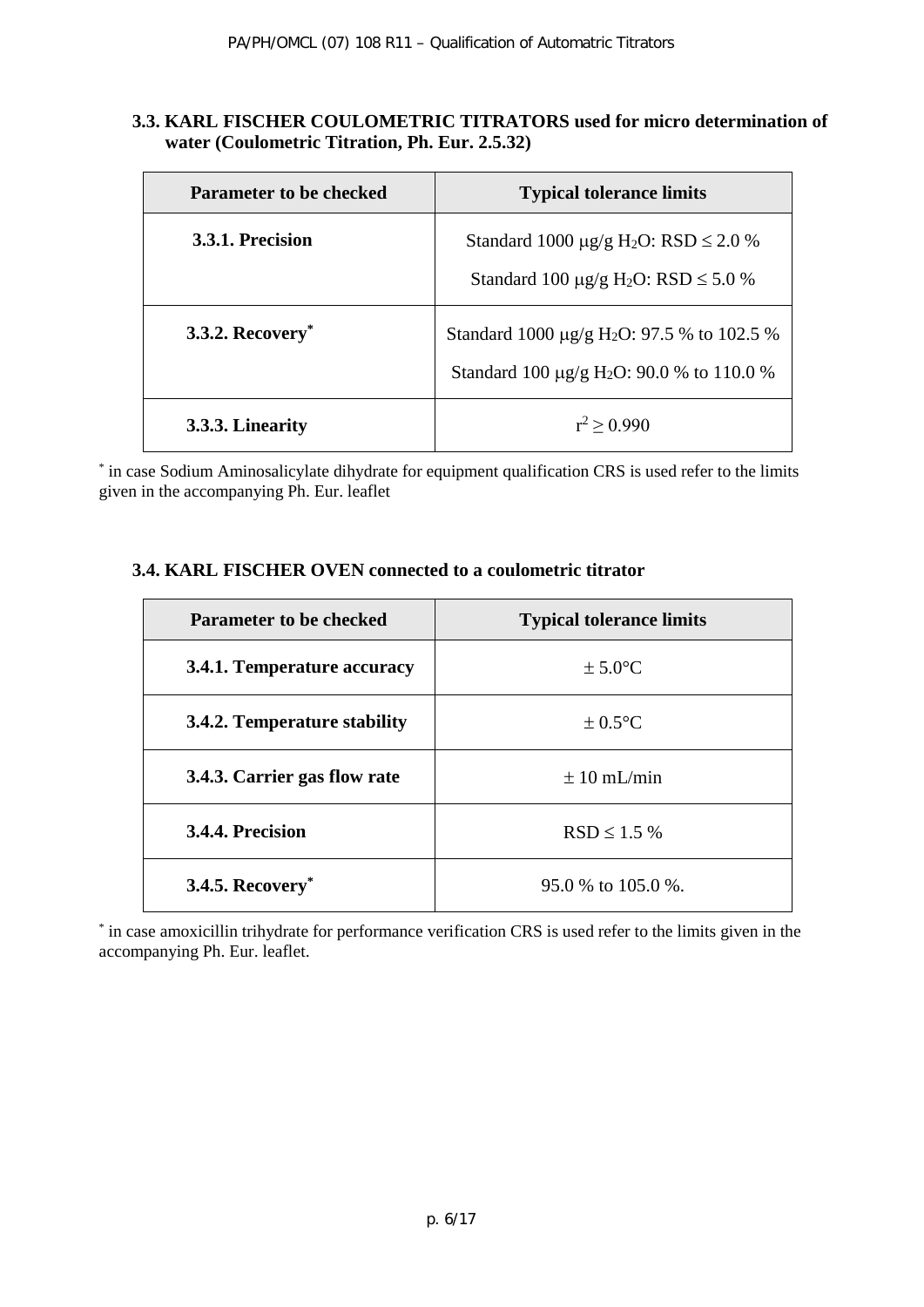### 3.3. KARL FISCHER COULOMETRIC TITRATORS used for micro determination of water (Coulometric Titration, Ph. Eur. 2.5.32)

| Parameter to be checked | Typical tolerance limits |
|---|---|
| **3.3.1. Precision** | Standard 1000 μg/g $H_2O$: RSD ≤ 2.0 %<br>Standard 100 μg/g $H_2O$: RSD ≤ 5.0 % |
| **3.3.2. Recovery*** | Standard 1000 μg/g $H_2O$: 97.5 % to 102.5 %<br>Standard 100 μg/g $H_2O$: 90.0 % to 110.0 % |
| **3.3.3. Linearity** | $r^2 \geq 0.990$ |

* in case Sodium Aminosalicylate dihydrate for equipment qualification CRS is used refer to the limits given in the accompanying Ph. Eur. leaflet

### 3.4. KARL FISCHER OVEN connected to a coulometric titrator

| Parameter to be checked | Typical tolerance limits |
|---|---|
| **3.4.1. Temperature accuracy** | ± 5.0°C |
| **3.4.2. Temperature stability** | ± 0.5°C |
| **3.4.3. Carrier gas flow rate** | ± 10 mL/min |
| **3.4.4. Precision** | RSD ≤ 1.5 % |
| **3.4.5. Recovery*** | 95.0 % to 105.0 %. |

* in case amoxicillin trihydrate for performance verification CRS is used refer to the limits given in the accompanying Ph. Eur. leaflet.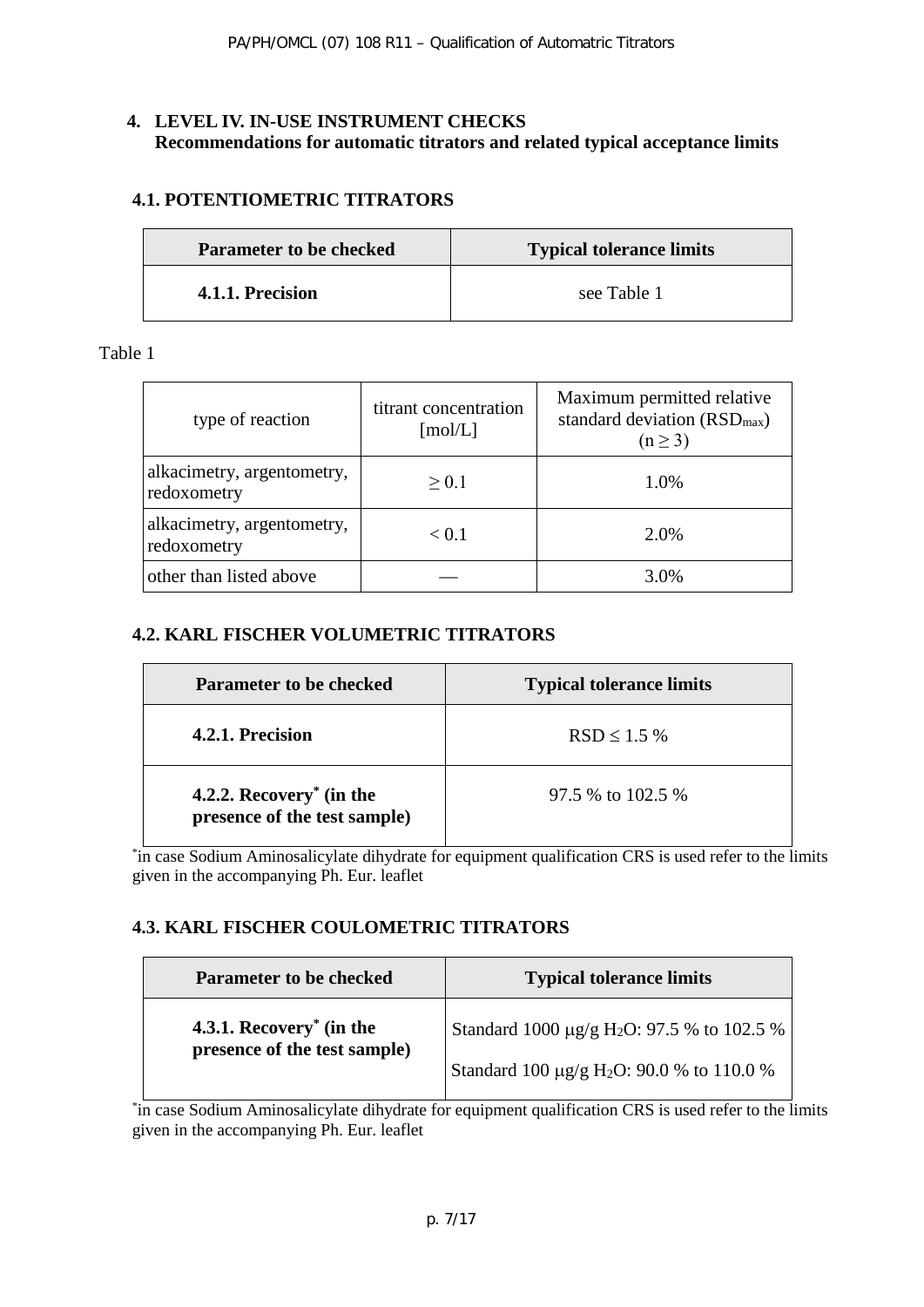## 4. LEVEL IV. IN-USE INSTRUMENT CHECKS
**Recommendations for automatic titrators and related typical acceptance limits**

### 4.1. POTENTIOMETRIC TITRATORS

| Parameter to be checked | Typical tolerance limits |
|---|---|
| **4.1.1. Precision** | see Table 1 |

Table 1

| type of reaction | titrant concentration [mol/L] | Maximum permitted relative standard deviation ($RSD_{max}$) ($n \geq 3$) |
|---|---|---|
| alkacimetry, argentometry, redoxometry | $\geq 0.1$ | 1.0% |
| alkacimetry, argentometry, redoxometry | $< 0.1$ | 2.0% |
| other than listed above | — | 3.0% |

### 4.2. KARL FISCHER VOLUMETRIC TITRATORS

| Parameter to be checked | Typical tolerance limits |
|---|---|
| **4.2.1. Precision** | RSD ≤ 1.5 % |
| **4.2.2. Recovery[*] (in the presence of the test sample)** | 97.5 % to 102.5 % |

[*]in case Sodium Aminosalicylate dihydrate for equipment qualification CRS is used refer to the limits given in the accompanying Ph. Eur. leaflet

### 4.3. KARL FISCHER COULOMETRIC TITRATORS

| Parameter to be checked | Typical tolerance limits |
|---|---|
| **4.3.1. Recovery[*] (in the presence of the test sample)** | Standard 1000 μg/g $H_2O$: 97.5 % to 102.5 %<br>Standard 100 μg/g $H_2O$: 90.0 % to 110.0 % |

[*]in case Sodium Aminosalicylate dihydrate for equipment qualification CRS is used refer to the limits given in the accompanying Ph. Eur. leaflet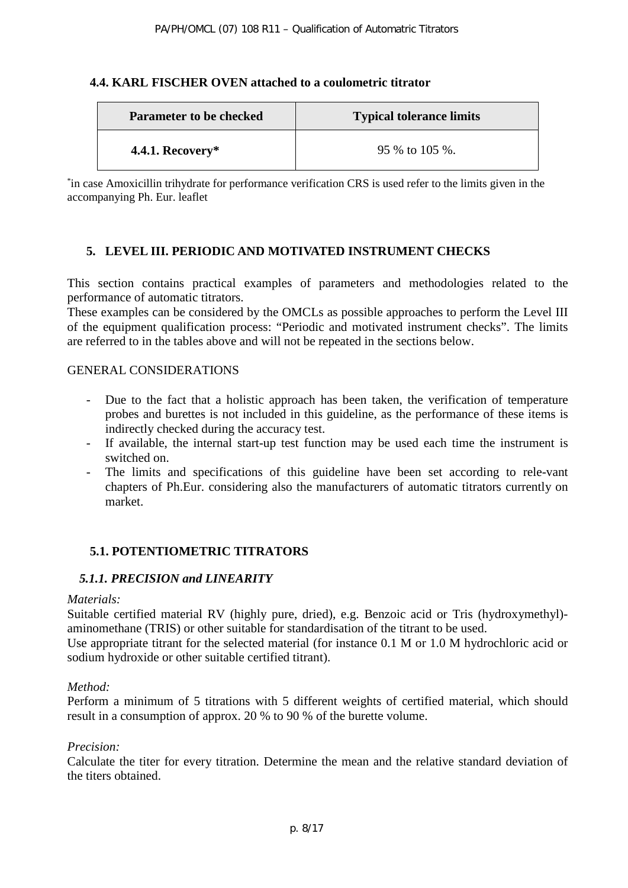### 4.4. KARL FISCHER OVEN attached to a coulometric titrator

| Parameter to be checked | Typical tolerance limits |
|---|---|
| **4.4.1. Recovery*** | 95 % to 105 %. |

*in case Amoxicillin trihydrate for performance verification CRS is used refer to the limits given in the accompanying Ph. Eur. leaflet

## 5. LEVEL III. PERIODIC AND MOTIVATED INSTRUMENT CHECKS

This section contains practical examples of parameters and methodologies related to the performance of automatic titrators.
These examples can be considered by the OMCLs as possible approaches to perform the Level III of the equipment qualification process: "Periodic and motivated instrument checks". The limits are referred to in the tables above and will not be repeated in the sections below.

GENERAL CONSIDERATIONS

- Due to the fact that a holistic approach has been taken, the verification of temperature probes and burettes is not included in this guideline, as the performance of these items is indirectly checked during the accuracy test.
- If available, the internal start-up test function may be used each time the instrument is switched on.
- The limits and specifications of this guideline have been set according to rele-vant chapters of Ph.Eur. considering also the manufacturers of automatic titrators currently on market.

### 5.1. POTENTIOMETRIC TITRATORS

#### *5.1.1. PRECISION and LINEARITY*

*Materials:*
Suitable certified material RV (highly pure, dried), e.g. Benzoic acid or Tris (hydroxymethyl)-aminomethane (TRIS) or other suitable for standardisation of the titrant to be used.
Use appropriate titrant for the selected material (for instance 0.1 M or 1.0 M hydrochloric acid or sodium hydroxide or other suitable certified titrant).

*Method:*
Perform a minimum of 5 titrations with 5 different weights of certified material, which should result in a consumption of approx. 20 % to 90 % of the burette volume.

*Precision:*
Calculate the titer for every titration. Determine the mean and the relative standard deviation of the titers obtained.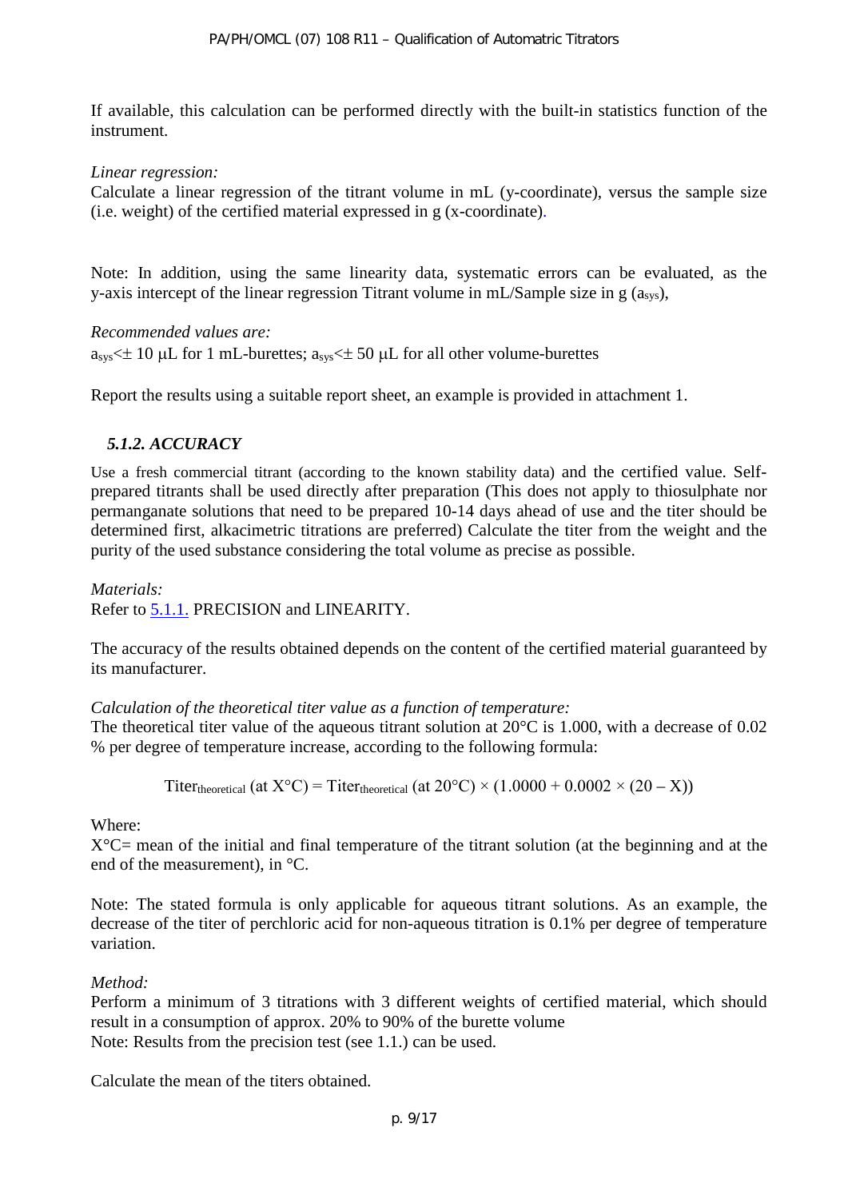If available, this calculation can be performed directly with the built-in statistics function of the instrument.

*Linear regression:*
Calculate a linear regression of the titrant volume in mL (y-coordinate), versus the sample size (i.e. weight) of the certified material expressed in g (x-coordinate).

Note: In addition, using the same linearity data, systematic errors can be evaluated, as the y-axis intercept of the linear regression Titrant volume in mL/Sample size in g ($a_{sys}$),

*Recommended values are:*
$a_{sys} < \pm$ 10 µL for 1 mL-burettes; $a_{sys} < \pm$ 50 µL for all other volume-burettes

Report the results using a suitable report sheet, an example is provided in attachment 1.

### *5.1.2. ACCURACY*

Use a fresh commercial titrant (according to the known stability data) and the certified value. Self-prepared titrants shall be used directly after preparation (This does not apply to thiosulphate nor permanganate solutions that need to be prepared 10-14 days ahead of use and the titer should be determined first, alkacimetric titrations are preferred) Calculate the titer from the weight and the purity of the used substance considering the total volume as precise as possible.

*Materials:*
Refer to 5.1.1. PRECISION and LINEARITY.

The accuracy of the results obtained depends on the content of the certified material guaranteed by its manufacturer.

*Calculation of the theoretical titer value as a function of temperature:*
The theoretical titer value of the aqueous titrant solution at 20°C is 1.000, with a decrease of 0.02 % per degree of temperature increase, according to the following formula:

$$Titer_{theoretical} \text{ (at X°C)} = Titer_{theoretical} \text{ (at 20°C)} \times (1.0000 + 0.0002 \times (20 - X))$$

Where:
X°C= mean of the initial and final temperature of the titrant solution (at the beginning and at the end of the measurement), in °C.

Note: The stated formula is only applicable for aqueous titrant solutions. As an example, the decrease of the titer of perchloric acid for non-aqueous titration is 0.1% per degree of temperature variation.

*Method:*
Perform a minimum of 3 titrations with 3 different weights of certified material, which should result in a consumption of approx. 20% to 90% of the burette volume
Note: Results from the precision test (see 1.1.) can be used.

Calculate the mean of the titers obtained.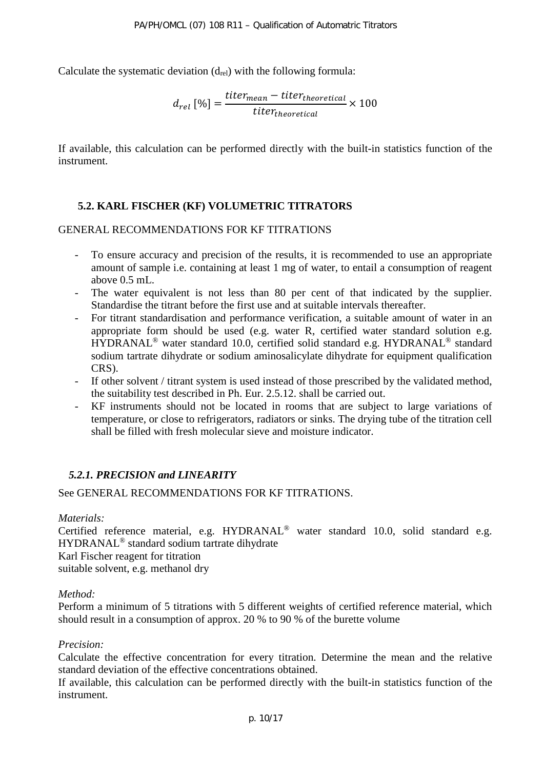Calculate the systematic deviation ($d_{rel}$) with the following formula:

$$d_{rel}\,[\%] = \frac{titer_{mean} - titer_{theoretical}}{titer_{theoretical}} \times 100$$

If available, this calculation can be performed directly with the built-in statistics function of the instrument.

## 5.2. KARL FISCHER (KF) VOLUMETRIC TITRATORS

GENERAL RECOMMENDATIONS FOR KF TITRATIONS

- To ensure accuracy and precision of the results, it is recommended to use an appropriate amount of sample i.e. containing at least 1 mg of water, to entail a consumption of reagent above 0.5 mL.
- The water equivalent is not less than 80 per cent of that indicated by the supplier. Standardise the titrant before the first use and at suitable intervals thereafter.
- For titrant standardisation and performance verification, a suitable amount of water in an appropriate form should be used (e.g. water R, certified water standard solution e.g. HYDRANAL® water standard 10.0, certified solid standard e.g. HYDRANAL® standard sodium tartrate dihydrate or sodium aminosalicylate dihydrate for equipment qualification CRS).
- If other solvent / titrant system is used instead of those prescribed by the validated method, the suitability test described in Ph. Eur. 2.5.12. shall be carried out.
- KF instruments should not be located in rooms that are subject to large variations of temperature, or close to refrigerators, radiators or sinks. The drying tube of the titration cell shall be filled with fresh molecular sieve and moisture indicator.

### *5.2.1. PRECISION and LINEARITY*

See GENERAL RECOMMENDATIONS FOR KF TITRATIONS.

*Materials:*

Certified reference material, e.g. HYDRANAL® water standard 10.0, solid standard e.g. HYDRANAL® standard sodium tartrate dihydrate
Karl Fischer reagent for titration
suitable solvent, e.g. methanol dry

*Method:*

Perform a minimum of 5 titrations with 5 different weights of certified reference material, which should result in a consumption of approx. 20 % to 90 % of the burette volume

*Precision:*

Calculate the effective concentration for every titration. Determine the mean and the relative standard deviation of the effective concentrations obtained.
If available, this calculation can be performed directly with the built-in statistics function of the instrument.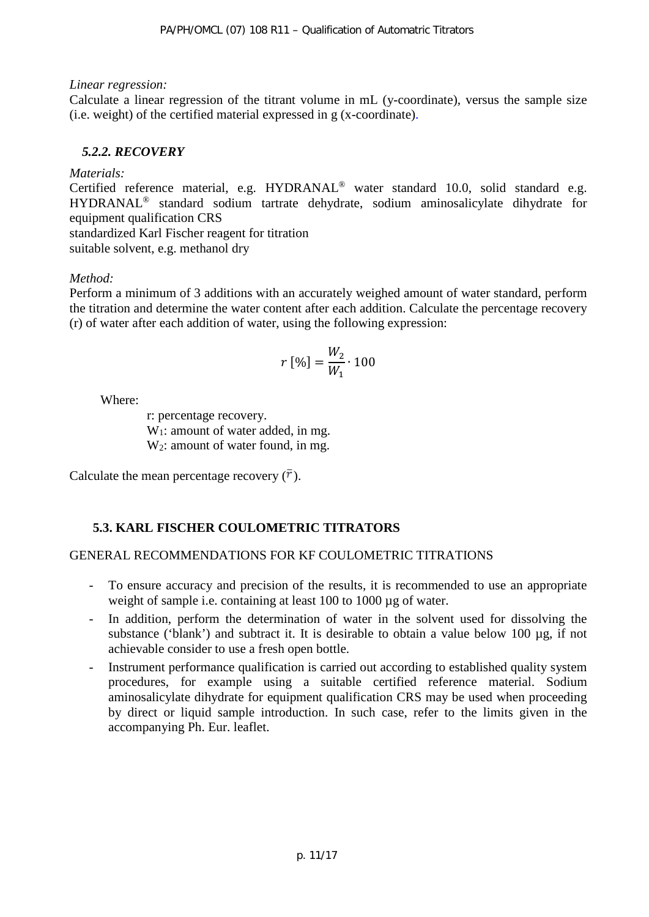*Linear regression:*
Calculate a linear regression of the titrant volume in mL (y-coordinate), versus the sample size (i.e. weight) of the certified material expressed in g (x-coordinate).

### *5.2.2. RECOVERY*

*Materials:*
Certified reference material, e.g. HYDRANAL® water standard 10.0, solid standard e.g. HYDRANAL® standard sodium tartrate dehydrate, sodium aminosalicylate dihydrate for equipment qualification CRS
standardized Karl Fischer reagent for titration
suitable solvent, e.g. methanol dry

*Method:*
Perform a minimum of 3 additions with an accurately weighed amount of water standard, perform the titration and determine the water content after each addition. Calculate the percentage recovery (r) of water after each addition of water, using the following expression:

$$r\,[\%] = \frac{W_2}{W_1} \cdot 100$$

Where:

r: percentage recovery.
$W_1$: amount of water added, in mg.
$W_2$: amount of water found, in mg.

Calculate the mean percentage recovery ($\bar{r}$).

## 5.3. KARL FISCHER COULOMETRIC TITRATORS

GENERAL RECOMMENDATIONS FOR KF COULOMETRIC TITRATIONS

- To ensure accuracy and precision of the results, it is recommended to use an appropriate weight of sample i.e. containing at least 100 to 1000 µg of water.
- In addition, perform the determination of water in the solvent used for dissolving the substance ('blank') and subtract it. It is desirable to obtain a value below 100 µg, if not achievable consider to use a fresh open bottle.
- Instrument performance qualification is carried out according to established quality system procedures, for example using a suitable certified reference material. Sodium aminosalicylate dihydrate for equipment qualification CRS may be used when proceeding by direct or liquid sample introduction. In such case, refer to the limits given in the accompanying Ph. Eur. leaflet.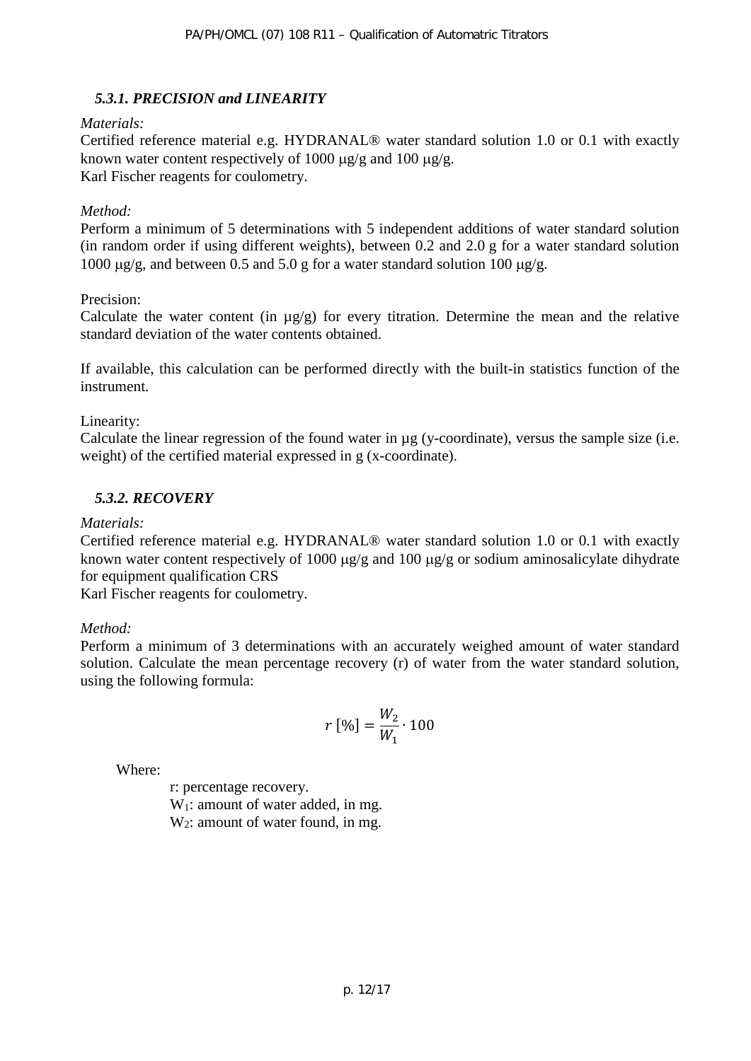### *5.3.1. PRECISION and LINEARITY*

*Materials:*

Certified reference material e.g. HYDRANAL® water standard solution 1.0 or 0.1 with exactly known water content respectively of 1000 μg/g and 100 μg/g.
Karl Fischer reagents for coulometry.

*Method:*

Perform a minimum of 5 determinations with 5 independent additions of water standard solution (in random order if using different weights), between 0.2 and 2.0 g for a water standard solution 1000 μg/g, and between 0.5 and 5.0 g for a water standard solution 100 μg/g.

Precision:

Calculate the water content (in µg/g) for every titration. Determine the mean and the relative standard deviation of the water contents obtained.

If available, this calculation can be performed directly with the built-in statistics function of the instrument.

Linearity:

Calculate the linear regression of the found water in µg (y-coordinate), versus the sample size (i.e. weight) of the certified material expressed in g (x-coordinate).

### *5.3.2. RECOVERY*

*Materials:*

Certified reference material e.g. HYDRANAL® water standard solution 1.0 or 0.1 with exactly known water content respectively of 1000 μg/g and 100 μg/g or sodium aminosalicylate dihydrate for equipment qualification CRS
Karl Fischer reagents for coulometry.

*Method:*

Perform a minimum of 3 determinations with an accurately weighed amount of water standard solution. Calculate the mean percentage recovery (r) of water from the water standard solution, using the following formula:

$$r\,[\%] = \frac{W_2}{W_1} \cdot 100$$

Where:

r: percentage recovery.
$W_1$: amount of water added, in mg.
$W_2$: amount of water found, in mg.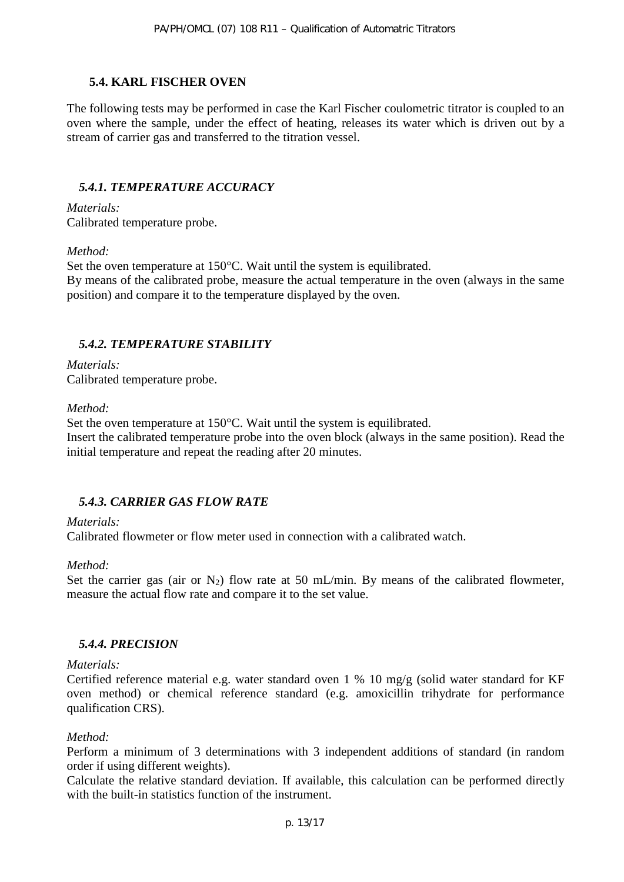### 5.4. KARL FISCHER OVEN

The following tests may be performed in case the Karl Fischer coulometric titrator is coupled to an oven where the sample, under the effect of heating, releases its water which is driven out by a stream of carrier gas and transferred to the titration vessel.

#### *5.4.1. TEMPERATURE ACCURACY*

*Materials:*
Calibrated temperature probe.

*Method:*
Set the oven temperature at 150°C. Wait until the system is equilibrated.
By means of the calibrated probe, measure the actual temperature in the oven (always in the same position) and compare it to the temperature displayed by the oven.

#### *5.4.2. TEMPERATURE STABILITY*

*Materials:*
Calibrated temperature probe.

*Method:*
Set the oven temperature at 150°C. Wait until the system is equilibrated.
Insert the calibrated temperature probe into the oven block (always in the same position). Read the initial temperature and repeat the reading after 20 minutes.

#### *5.4.3. CARRIER GAS FLOW RATE*

*Materials:*
Calibrated flowmeter or flow meter used in connection with a calibrated watch.

*Method:*
Set the carrier gas (air or $N_2$) flow rate at 50 mL/min. By means of the calibrated flowmeter, measure the actual flow rate and compare it to the set value.

#### *5.4.4. PRECISION*

*Materials:*
Certified reference material e.g. water standard oven 1 % 10 mg/g (solid water standard for KF oven method) or chemical reference standard (e.g. amoxicillin trihydrate for performance qualification CRS).

*Method:*
Perform a minimum of 3 determinations with 3 independent additions of standard (in random order if using different weights).
Calculate the relative standard deviation. If available, this calculation can be performed directly with the built-in statistics function of the instrument.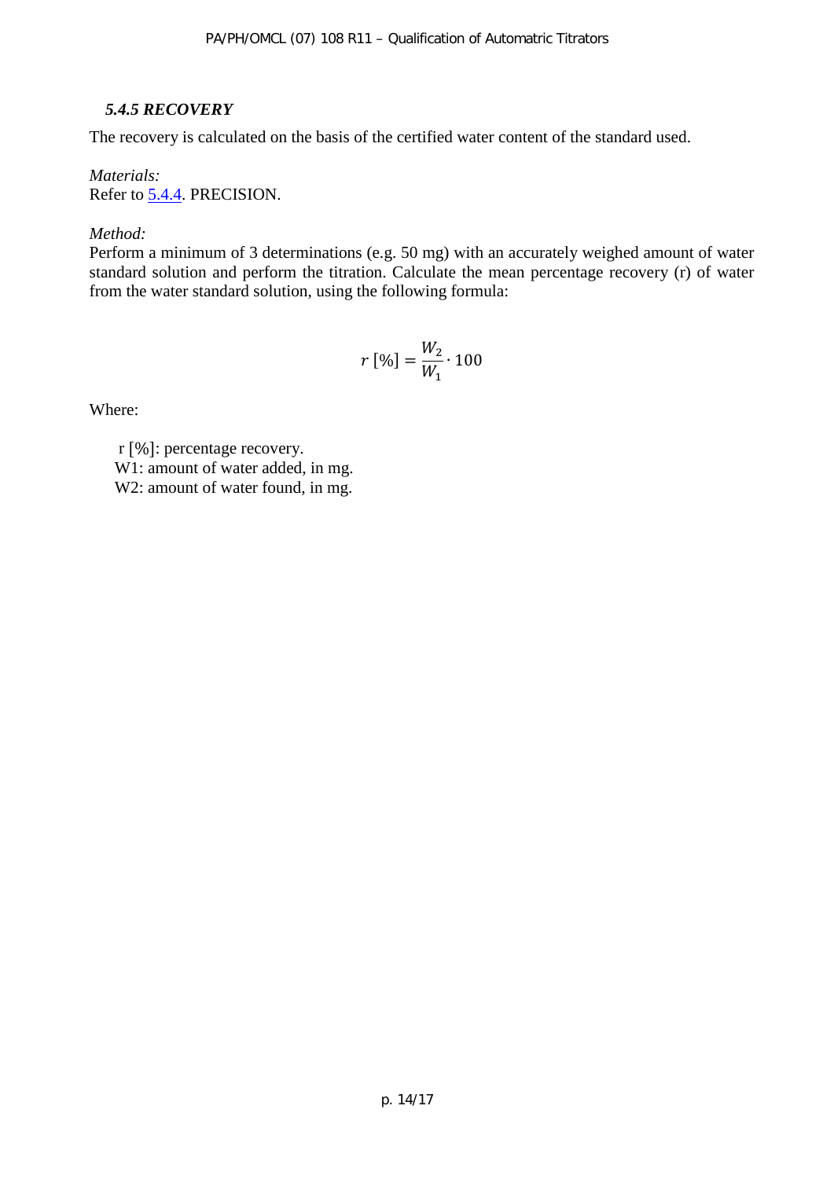### *5.4.5 RECOVERY*

The recovery is calculated on the basis of the certified water content of the standard used.

*Materials:*
Refer to 5.4.4. PRECISION.

*Method:*
Perform a minimum of 3 determinations (e.g. 50 mg) with an accurately weighed amount of water standard solution and perform the titration. Calculate the mean percentage recovery (r) of water from the water standard solution, using the following formula:

$$r\,[\%] = \frac{W_2}{W_1} \cdot 100$$

Where:

r [%]: percentage recovery.
$W_1$: amount of water added, in mg.
$W_2$: amount of water found, in mg.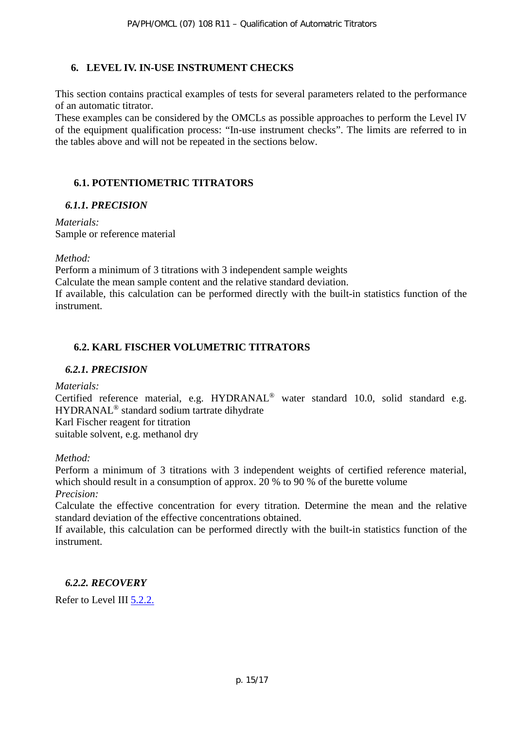## 6. LEVEL IV. IN-USE INSTRUMENT CHECKS

This section contains practical examples of tests for several parameters related to the performance of an automatic titrator.
These examples can be considered by the OMCLs as possible approaches to perform the Level IV of the equipment qualification process: "In-use instrument checks". The limits are referred to in the tables above and will not be repeated in the sections below.

### 6.1. POTENTIOMETRIC TITRATORS

#### *6.1.1. PRECISION*

*Materials:*
Sample or reference material

*Method:*
Perform a minimum of 3 titrations with 3 independent sample weights
Calculate the mean sample content and the relative standard deviation.
If available, this calculation can be performed directly with the built-in statistics function of the instrument.

### 6.2. KARL FISCHER VOLUMETRIC TITRATORS

#### *6.2.1. PRECISION*

*Materials:*
Certified reference material, e.g. HYDRANAL® water standard 10.0, solid standard e.g. HYDRANAL® standard sodium tartrate dihydrate
Karl Fischer reagent for titration
suitable solvent, e.g. methanol dry

*Method:*
Perform a minimum of 3 titrations with 3 independent weights of certified reference material, which should result in a consumption of approx. 20 % to 90 % of the burette volume
*Precision:*
Calculate the effective concentration for every titration. Determine the mean and the relative standard deviation of the effective concentrations obtained.
If available, this calculation can be performed directly with the built-in statistics function of the instrument.

#### *6.2.2. RECOVERY*

Refer to Level III 5.2.2.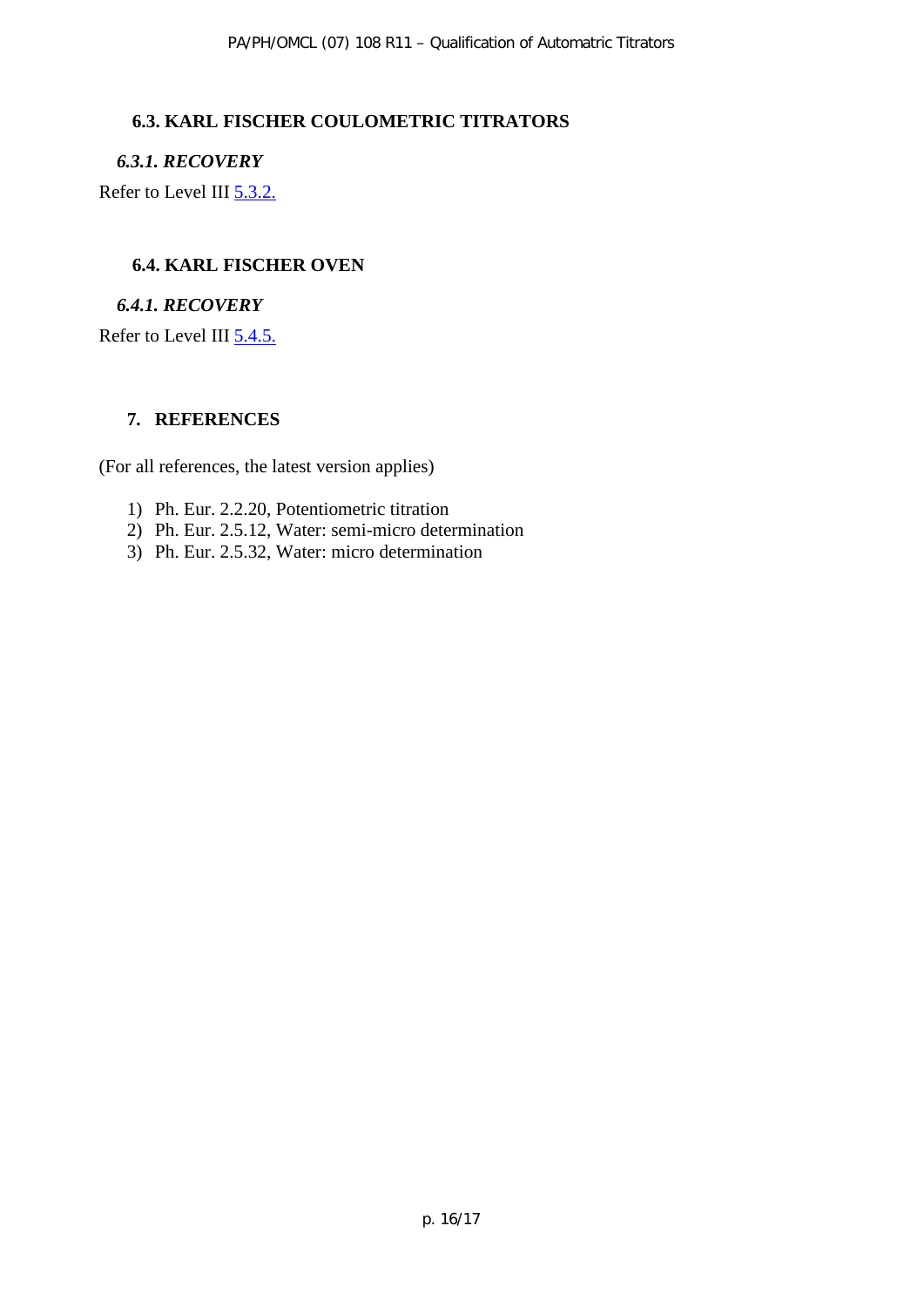### 6.3. KARL FISCHER COULOMETRIC TITRATORS

#### *6.3.1. RECOVERY*

Refer to Level III 5.3.2.

### 6.4. KARL FISCHER OVEN

#### *6.4.1. RECOVERY*

Refer to Level III 5.4.5.

## 7. REFERENCES

(For all references, the latest version applies)

1) Ph. Eur. 2.2.20, Potentiometric titration
2) Ph. Eur. 2.5.12, Water: semi-micro determination
3) Ph. Eur. 2.5.32, Water: micro determination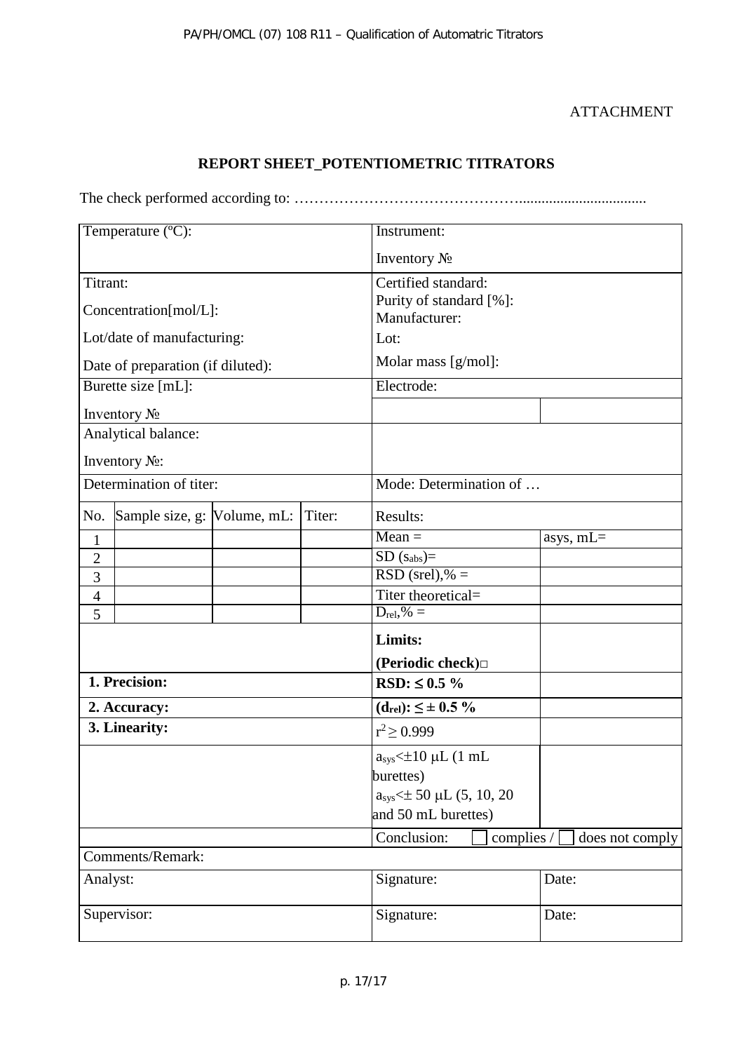ATTACHMENT

**REPORT SHEET_POTENTIOMETRIC TITRATORS**

The check performed according to: ……………………………………..................................

| | | | | | |
|---|---|---|---|---|---|
| Temperature (ºC): | | | | Instrument:<br>Inventory № | |
| Titrant:<br>Concentration[mol/L]:<br>Lot/date of manufacturing:<br>Date of preparation (if diluted): | | | | Certified standard:<br>Purity of standard [%]:<br>Manufacturer:<br>Lot:<br>Molar mass [g/mol]: | |
| Burette size [mL]:<br>Inventory № | | | | Electrode: | |
| | | | | | |
| Analytical balance:<br>Inventory №: | | | | | |
| Determination of titer: | | | | Mode: Determination of … | |
| No. | Sample size, g: | Volume, mL: | Titer: | Results: | |
| 1 | | | | Mean = | asys, mL= |
| 2 | | | | SD ($s_{abs}$)= | |
| 3 | | | | RSD (srel),% = | |
| 4 | | | | Titer theoretical= | |
| 5 | | | | $D_{rel}$,% = | |
| | | | | **Limits:**<br>**(Periodic check)□** | |
| **1. Precision:** | | | | **RSD: ≤ 0.5 %** | |
| **2. Accuracy:** | | | | **($d_{rel}$): ≤ ± 0.5 %** | |
| **3. Linearity:** | | | | $r^2 \geq 0.999$ | |
| | | | | $a_{sys}$<±10 µL (1 mL burettes)<br>$a_{sys}$<± 50 µL (5, 10, 20 and 50 mL burettes) | |
| | | | | Conclusion: ☐ complies / ☐ does not comply | |
| Comments/Remark: | | | | | |
| Analyst: | | | | Signature: | Date: |
| Supervisor: | | | | Signature: | Date: |